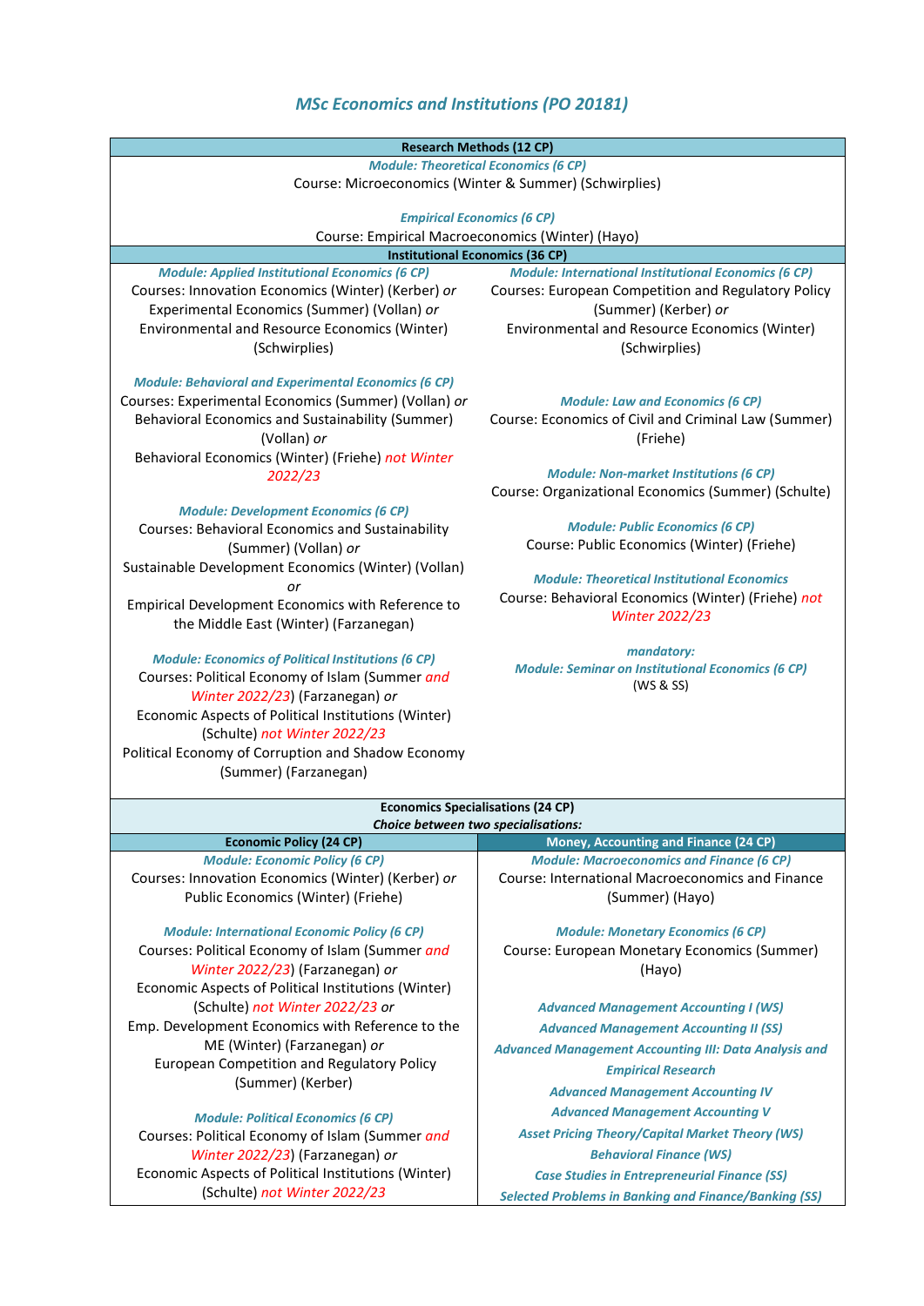# *MSc Economics and Institutions (PO 20181)*

## Research Methods (12 CP)

***Module: Theoretical Economics (6 CP)***
Course: Microeconomics (Winter & Summer) (Schwirplies)

***Empirical Economics (6 CP)***
Course: Empirical Macroeconomics (Winter) (Hayo)

## Institutional Economics (36 CP)

***Module: Applied Institutional Economics (6 CP)***
Courses: Innovation Economics (Winter) (Kerber) *or*
Experimental Economics (Summer) (Vollan) *or*
Environmental and Resource Economics (Winter) (Schwirplies)

***Module: Behavioral and Experimental Economics (6 CP)***
Courses: Experimental Economics (Summer) (Vollan) *or*
Behavioral Economics and Sustainability (Summer) (Vollan) *or*
Behavioral Economics (Winter) (Friehe) *not Winter 2022/23*

***Module: Development Economics (6 CP)***
Courses: Behavioral Economics and Sustainability (Summer) (Vollan) *or*
Sustainable Development Economics (Winter) (Vollan) *or*
Empirical Development Economics with Reference to the Middle East (Winter) (Farzanegan)

***Module: Economics of Political Institutions (6 CP)***
Courses: Political Economy of Islam (Summer *and Winter 2022/23*) (Farzanegan) *or*
Economic Aspects of Political Institutions (Winter) (Schulte) *not Winter 2022/23*
Political Economy of Corruption and Shadow Economy (Summer) (Farzanegan)

***Module: International Institutional Economics (6 CP)***
Courses: European Competition and Regulatory Policy (Summer) (Kerber) *or*
Environmental and Resource Economics (Winter) (Schwirplies)

***Module: Law and Economics (6 CP)***
Course: Economics of Civil and Criminal Law (Summer) (Friehe)

***Module: Non-market Institutions (6 CP)***
Course: Organizational Economics (Summer) (Schulte)

***Module: Public Economics (6 CP)***
Course: Public Economics (Winter) (Friehe)

***Module: Theoretical Institutional Economics***
Course: Behavioral Economics (Winter) (Friehe) *not Winter 2022/23*

***mandatory:***
***Module: Seminar on Institutional Economics (6 CP)***
(WS & SS)

## Economics Specialisations (24 CP)

***Choice between two specialisations:***

### Economic Policy (24 CP)

***Module: Economic Policy (6 CP)***
Courses: Innovation Economics (Winter) (Kerber) *or*
Public Economics (Winter) (Friehe)

***Module: International Economic Policy (6 CP)***
Courses: Political Economy of Islam (Summer *and Winter 2022/23*) (Farzanegan) *or*
Economic Aspects of Political Institutions (Winter) (Schulte) *not Winter 2022/23 or*
Emp. Development Economics with Reference to the ME (Winter) (Farzanegan) *or*
European Competition and Regulatory Policy (Summer) (Kerber)

***Module: Political Economics (6 CP)***
Courses: Political Economy of Islam (Summer *and Winter 2022/23*) (Farzanegan) *or*
Economic Aspects of Political Institutions (Winter) (Schulte) *not Winter 2022/23*

### Money, Accounting and Finance (24 CP)

***Module: Macroeconomics and Finance (6 CP)***
Course: International Macroeconomics and Finance (Summer) (Hayo)

***Module: Monetary Economics (6 CP)***
Course: European Monetary Economics (Summer) (Hayo)

***Advanced Management Accounting I (WS)***
***Advanced Management Accounting II (SS)***
***Advanced Management Accounting III: Data Analysis and Empirical Research***
***Advanced Management Accounting IV***
***Advanced Management Accounting V***
***Asset Pricing Theory/Capital Market Theory (WS)***
***Behavioral Finance (WS)***
***Case Studies in Entrepreneurial Finance (SS)***
***Selected Problems in Banking and Finance/Banking (SS)***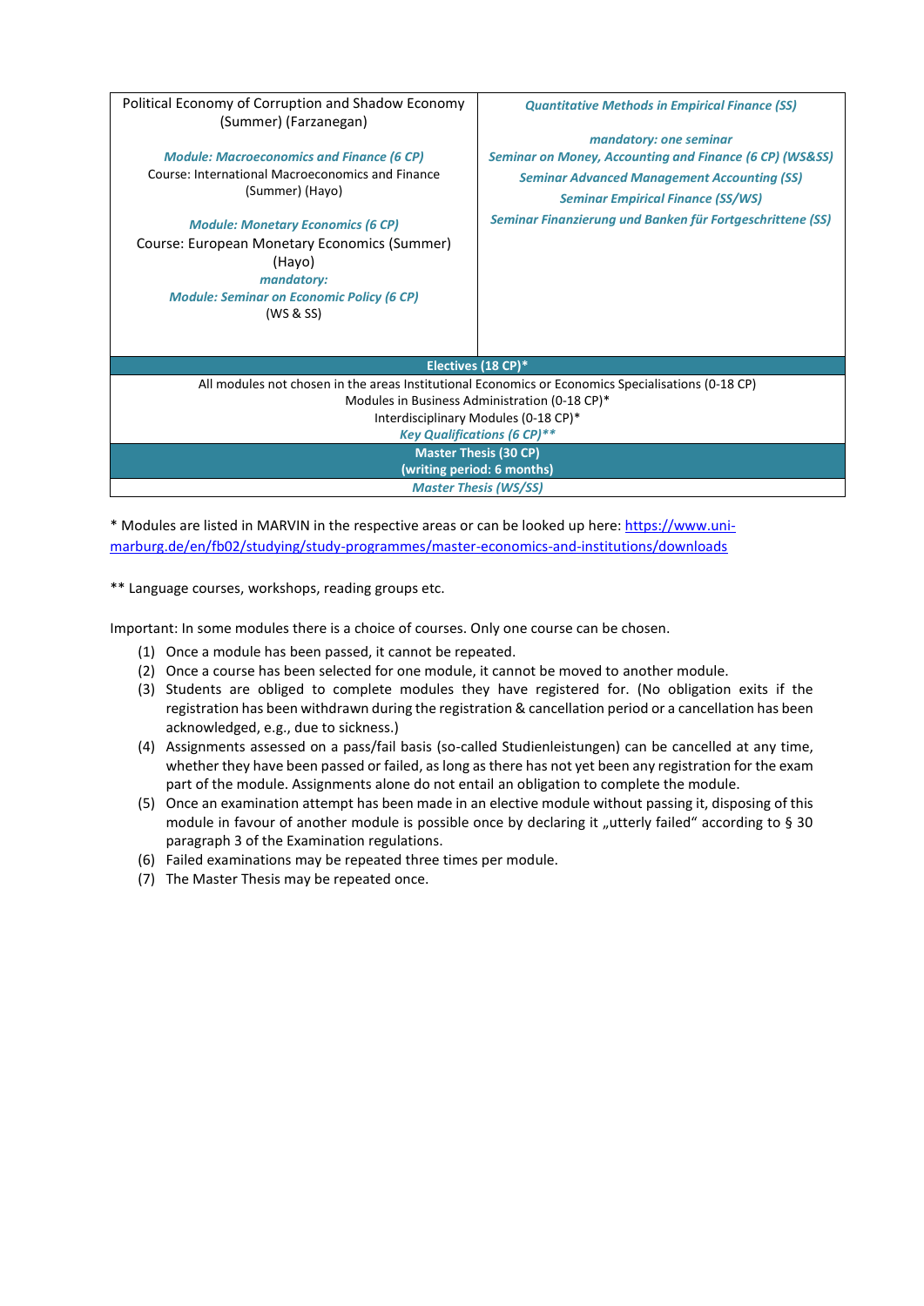| | |
|---|---|
| Political Economy of Corruption and Shadow Economy (Summer) (Farzanegan)<br><br>*Module: Macroeconomics and Finance (6 CP)*<br>Course: International Macroeconomics and Finance (Summer) (Hayo)<br><br>*Module: Monetary Economics (6 CP)*<br>Course: European Monetary Economics (Summer) (Hayo)<br>*mandatory:*<br>*Module: Seminar on Economic Policy (6 CP)*<br>(WS & SS) | *Quantitative Methods in Empirical Finance (SS)*<br><br>*mandatory: one seminar*<br>*Seminar on Money, Accounting and Finance (6 CP) (WS&SS)*<br>*Seminar Advanced Management Accounting (SS)*<br>*Seminar Empirical Finance (SS/WS)*<br>*Seminar Finanzierung und Banken für Fortgeschrittene (SS)* |
| **Electives (18 CP)*** | |
| All modules not chosen in the areas Institutional Economics or Economics Specialisations (0-18 CP)<br>Modules in Business Administration (0-18 CP)*<br>Interdisciplinary Modules (0-18 CP)*<br>*Key Qualifications (6 CP)*** | |
| **Master Thesis (30 CP)**<br>**(writing period: 6 months)** | |
| *Master Thesis (WS/SS)* | |

* Modules are listed in MARVIN in the respective areas or can be looked up here: https://www.uni-marburg.de/en/fb02/studying/study-programmes/master-economics-and-institutions/downloads

** Language courses, workshops, reading groups etc.

Important: In some modules there is a choice of courses. Only one course can be chosen.

1. Once a module has been passed, it cannot be repeated.
2. Once a course has been selected for one module, it cannot be moved to another module.
3. Students are obliged to complete modules they have registered for. (No obligation exits if the registration has been withdrawn during the registration & cancellation period or a cancellation has been acknowledged, e.g., due to sickness.)
4. Assignments assessed on a pass/fail basis (so-called Studienleistungen) can be cancelled at any time, whether they have been passed or failed, as long as there has not yet been any registration for the exam part of the module. Assignments alone do not entail an obligation to complete the module.
5. Once an examination attempt has been made in an elective module without passing it, disposing of this module in favour of another module is possible once by declaring it „utterly failed" according to § 30 paragraph 3 of the Examination regulations.
6. Failed examinations may be repeated three times per module.
7. The Master Thesis may be repeated once.